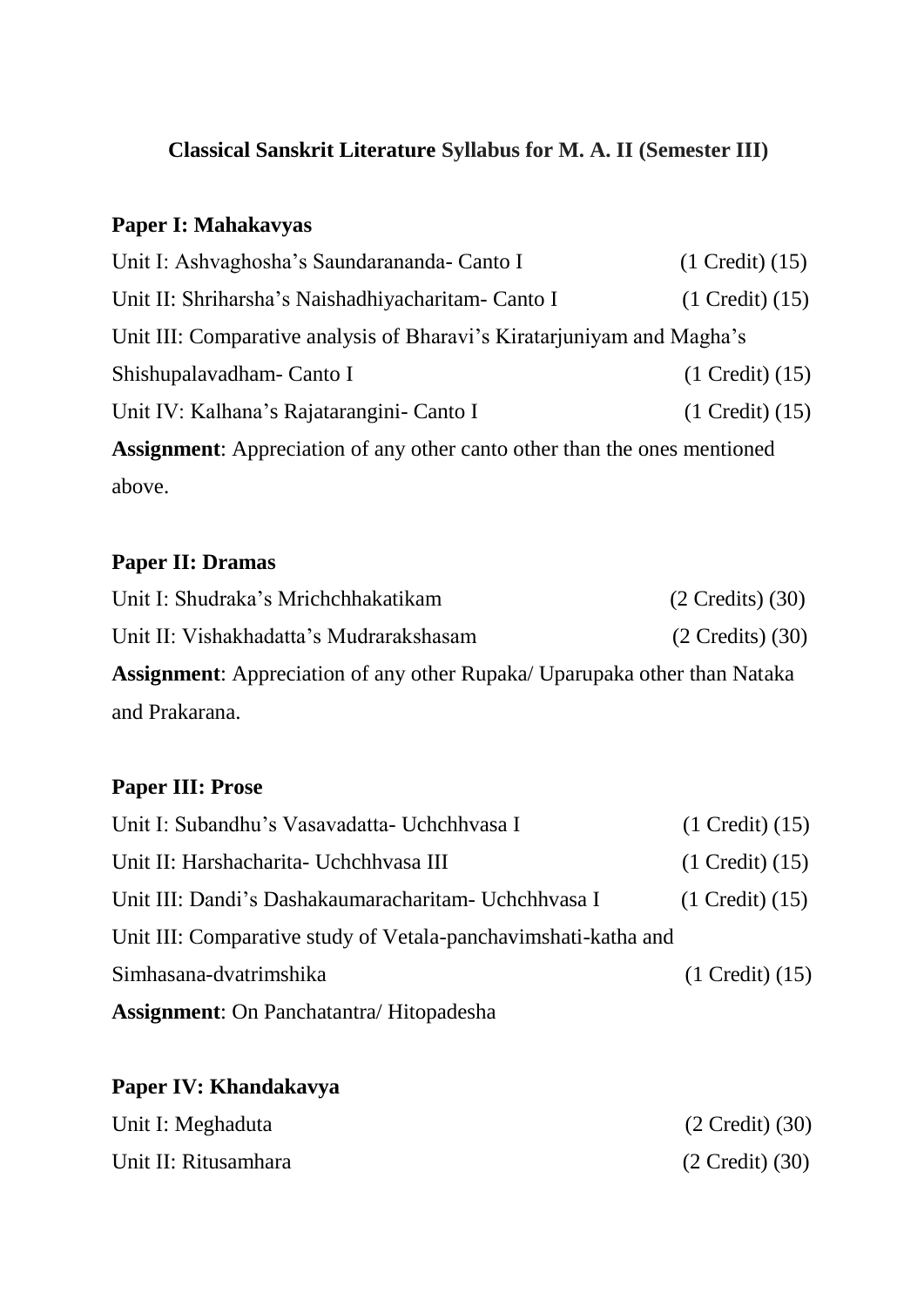# Classical Sanskrit Literature Syllabus for M. A. II (Semester III)

## Paper I: Mahakavyas

Unit I: Ashvaghosha's Saundarananda- Canto I (1 Credit) (15)

Unit II: Shriharsha's Naishadhiyacharitam- Canto I (1 Credit) (15)

Unit III: Comparative analysis of Bharavi's Kiratarjuniyam and Magha's Shishupalavadham- Canto I (1 Credit) (15)

Unit IV: Kalhana's Rajatarangini- Canto I (1 Credit) (15)

**Assignment**: Appreciation of any other canto other than the ones mentioned above.

## Paper II: Dramas

Unit I: Shudraka's Mrichchhakatikam (2 Credits) (30)

Unit II: Vishakhadatta's Mudrarakshasam (2 Credits) (30)

**Assignment**: Appreciation of any other Rupaka/ Uparupaka other than Nataka and Prakarana.

## Paper III: Prose

Unit I: Subandhu's Vasavadatta- Uchchhvasa I (1 Credit) (15)

Unit II: Harshacharita- Uchchhvasa III (1 Credit) (15)

Unit III: Dandi's Dashakaumaracharitam- Uchchhvasa I (1 Credit) (15)

Unit III: Comparative study of Vetala-panchavimshati-katha and Simhasana-dvatrimshika (1 Credit) (15)

**Assignment**: On Panchatantra/ Hitopadesha

## Paper IV: Khandakavya

Unit I: Meghaduta (2 Credit) (30)

Unit II: Ritusamhara (2 Credit) (30)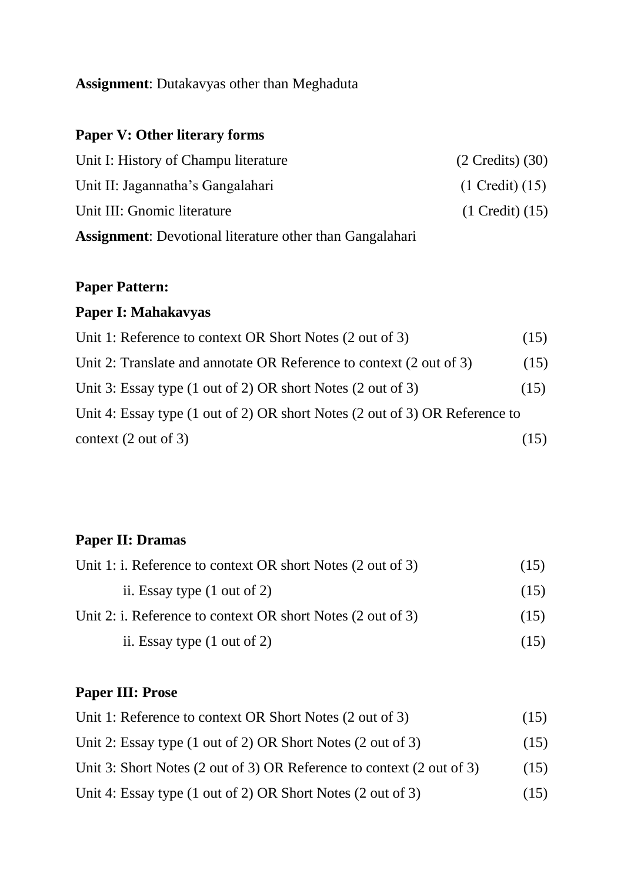**Assignment**: Dutakavyas other than Meghaduta

**Paper V: Other literary forms**

Unit I: History of Champu literature (2 Credits) (30)

Unit II: Jagannatha's Gangalahari (1 Credit) (15)

Unit III: Gnomic literature (1 Credit) (15)

**Assignment**: Devotional literature other than Gangalahari

**Paper Pattern:**

**Paper I: Mahakavyas**

Unit 1: Reference to context OR Short Notes (2 out of 3) (15)

Unit 2: Translate and annotate OR Reference to context (2 out of 3) (15)

Unit 3: Essay type (1 out of 2) OR short Notes (2 out of 3) (15)

Unit 4: Essay type (1 out of 2) OR short Notes (2 out of 3) OR Reference to context (2 out of 3) (15)

**Paper II: Dramas**

Unit 1: i. Reference to context OR short Notes (2 out of 3) (15)

ii. Essay type (1 out of 2) (15)

Unit 2: i. Reference to context OR short Notes (2 out of 3) (15)

ii. Essay type (1 out of 2) (15)

**Paper III: Prose**

Unit 1: Reference to context OR Short Notes (2 out of 3) (15)

Unit 2: Essay type (1 out of 2) OR Short Notes (2 out of 3) (15)

Unit 3: Short Notes (2 out of 3) OR Reference to context (2 out of 3) (15)

Unit 4: Essay type (1 out of 2) OR Short Notes (2 out of 3) (15)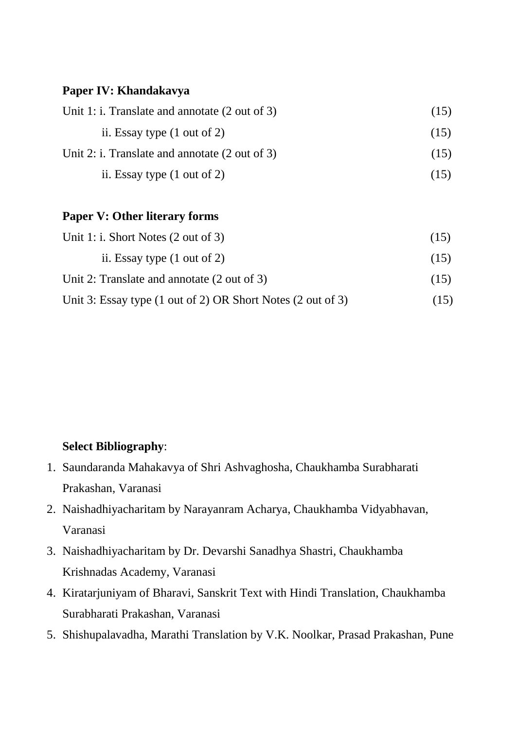**Paper IV: Khandakavya**

Unit 1: i. Translate and annotate (2 out of 3) (15)

ii. Essay type (1 out of 2) (15)

Unit 2: i. Translate and annotate (2 out of 3) (15)

ii. Essay type (1 out of 2) (15)

**Paper V: Other literary forms**

Unit 1: i. Short Notes (2 out of 3) (15)

ii. Essay type (1 out of 2) (15)

Unit 2: Translate and annotate (2 out of 3) (15)

Unit 3: Essay type (1 out of 2) OR Short Notes (2 out of 3) (15)

**Select Bibliography**:

1. Saundaranda Mahakavya of Shri Ashvaghosha, Chaukhamba Surabharati Prakashan, Varanasi
2. Naishadhiyacharitam by Narayanram Acharya, Chaukhamba Vidyabhavan, Varanasi
3. Naishadhiyacharitam by Dr. Devarshi Sanadhya Shastri, Chaukhamba Krishnadas Academy, Varanasi
4. Kiratarjuniyam of Bharavi, Sanskrit Text with Hindi Translation, Chaukhamba Surabharati Prakashan, Varanasi
5. Shishupalavadha, Marathi Translation by V.K. Noolkar, Prasad Prakashan, Pune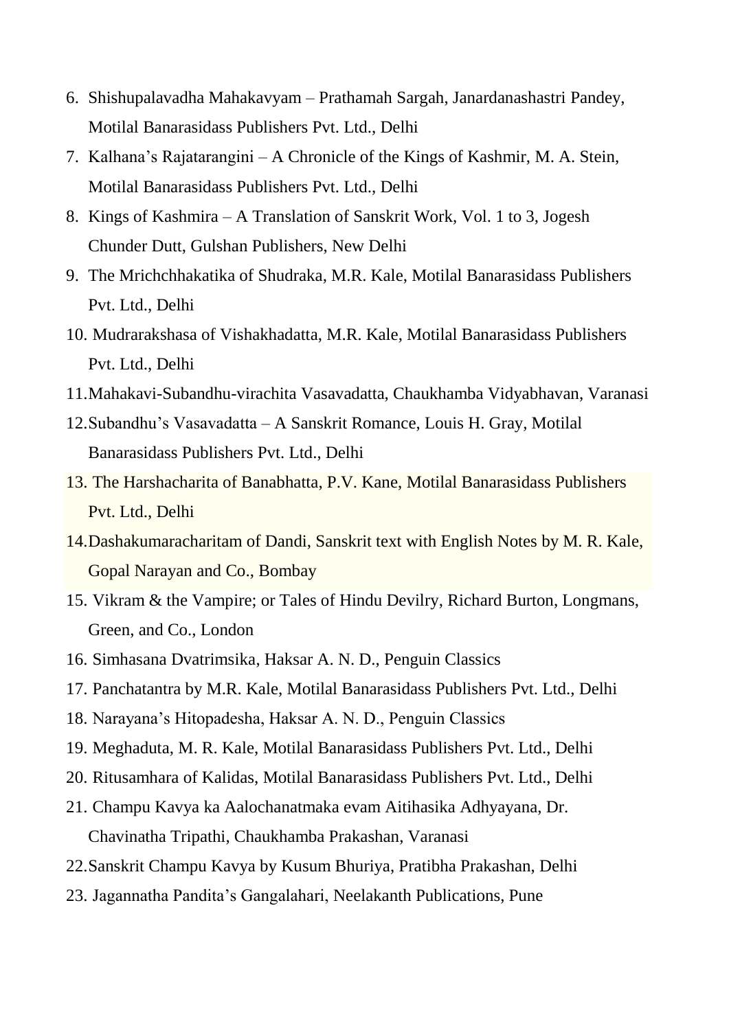6. Shishupalavadha Mahakavyam – Prathamah Sargah, Janardanashastri Pandey, Motilal Banarasidass Publishers Pvt. Ltd., Delhi
7. Kalhana's Rajatarangini – A Chronicle of the Kings of Kashmir, M. A. Stein, Motilal Banarasidass Publishers Pvt. Ltd., Delhi
8. Kings of Kashmira – A Translation of Sanskrit Work, Vol. 1 to 3, Jogesh Chunder Dutt, Gulshan Publishers, New Delhi
9. The Mrichchhakatika of Shudraka, M.R. Kale, Motilal Banarasidass Publishers Pvt. Ltd., Delhi
10. Mudrarakshasa of Vishakhadatta, M.R. Kale, Motilal Banarasidass Publishers Pvt. Ltd., Delhi
11. Mahakavi-Subandhu-virachita Vasavadatta, Chaukhamba Vidyabhavan, Varanasi
12. Subandhu's Vasavadatta – A Sanskrit Romance, Louis H. Gray, Motilal Banarasidass Publishers Pvt. Ltd., Delhi
13. The Harshacharita of Banabhatta, P.V. Kane, Motilal Banarasidass Publishers Pvt. Ltd., Delhi
14. Dashakumaracharitam of Dandi, Sanskrit text with English Notes by M. R. Kale, Gopal Narayan and Co., Bombay
15. Vikram & the Vampire; or Tales of Hindu Devilry, Richard Burton, Longmans, Green, and Co., London
16. Simhasana Dvatrimsika, Haksar A. N. D., Penguin Classics
17. Panchatantra by M.R. Kale, Motilal Banarasidass Publishers Pvt. Ltd., Delhi
18. Narayana's Hitopadesha, Haksar A. N. D., Penguin Classics
19. Meghaduta, M. R. Kale, Motilal Banarasidass Publishers Pvt. Ltd., Delhi
20. Ritusamhara of Kalidas, Motilal Banarasidass Publishers Pvt. Ltd., Delhi
21. Champu Kavya ka Aalochanatmaka evam Aitihasika Adhyayana, Dr. Chavinatha Tripathi, Chaukhamba Prakashan, Varanasi
22. Sanskrit Champu Kavya by Kusum Bhuriya, Pratibha Prakashan, Delhi
23. Jagannatha Pandita's Gangalahari, Neelakanth Publications, Pune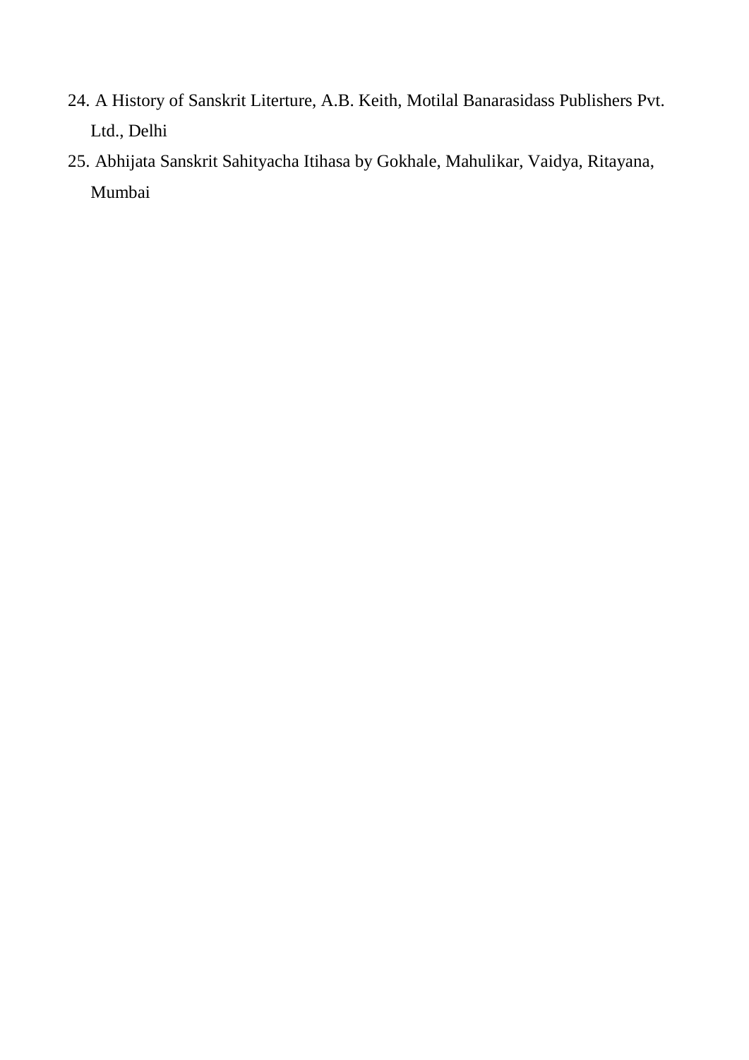24. A History of Sanskrit Literture, A.B. Keith, Motilal Banarasidass Publishers Pvt. Ltd., Delhi
25. Abhijata Sanskrit Sahityacha Itihasa by Gokhale, Mahulikar, Vaidya, Ritayana, Mumbai